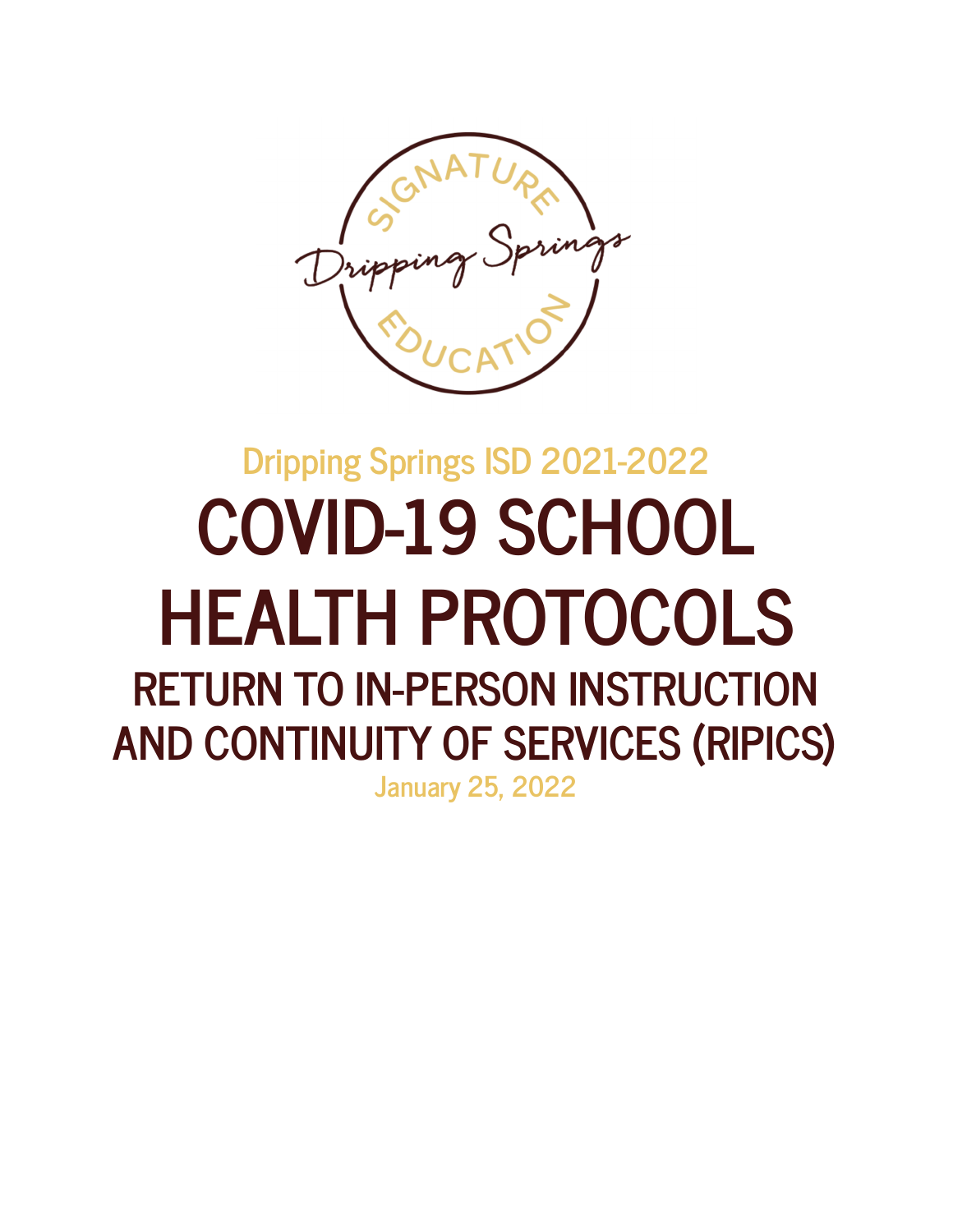SIGNATURE Dripping Springs EDUCATION

Dripping Springs ISD 2021-2022

# COVID-19 SCHOOL HEALTH PROTOCOLS

## RETURN TO IN-PERSON INSTRUCTION AND CONTINUITY OF SERVICES (RIPICS)

January 25, 2022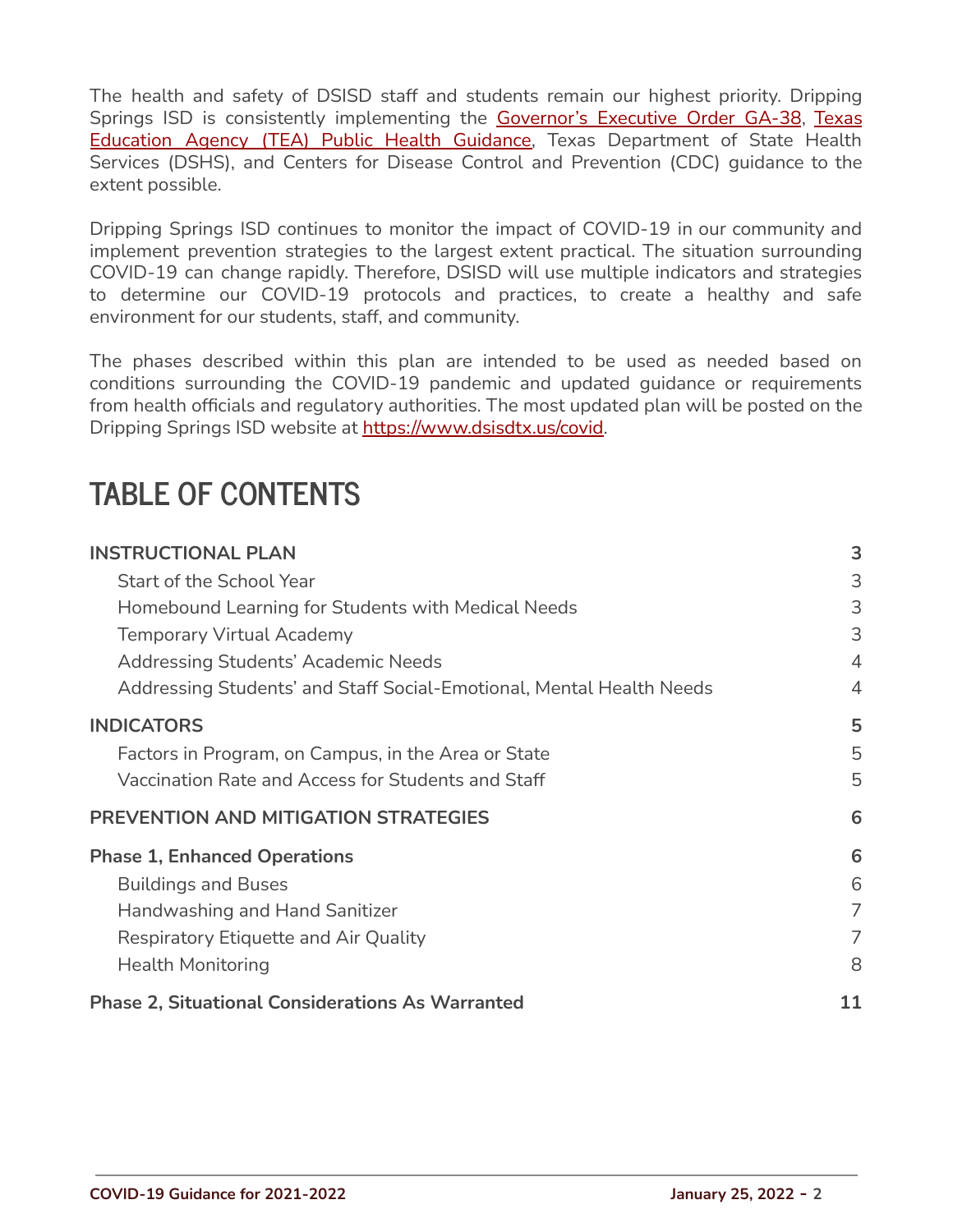The health and safety of DSISD staff and students remain our highest priority. Dripping Springs ISD is consistently implementing the Governor's Executive Order GA-38, Texas Education Agency (TEA) Public Health Guidance, Texas Department of State Health Services (DSHS), and Centers for Disease Control and Prevention (CDC) guidance to the extent possible.

Dripping Springs ISD continues to monitor the impact of COVID-19 in our community and implement prevention strategies to the largest extent practical. The situation surrounding COVID-19 can change rapidly. Therefore, DSISD will use multiple indicators and strategies to determine our COVID-19 protocols and practices, to create a healthy and safe environment for our students, staff, and community.

The phases described within this plan are intended to be used as needed based on conditions surrounding the COVID-19 pandemic and updated guidance or requirements from health officials and regulatory authorities. The most updated plan will be posted on the Dripping Springs ISD website at https://www.dsisdtx.us/covid.

# TABLE OF CONTENTS

| | |
|---|---|
| **INSTRUCTIONAL PLAN** | **3** |
| Start of the School Year | 3 |
| Homebound Learning for Students with Medical Needs | 3 |
| Temporary Virtual Academy | 3 |
| Addressing Students' Academic Needs | 4 |
| Addressing Students' and Staff Social-Emotional, Mental Health Needs | 4 |
| **INDICATORS** | **5** |
| Factors in Program, on Campus, in the Area or State | 5 |
| Vaccination Rate and Access for Students and Staff | 5 |
| **PREVENTION AND MITIGATION STRATEGIES** | **6** |
| **Phase 1, Enhanced Operations** | **6** |
| Buildings and Buses | 6 |
| Handwashing and Hand Sanitizer | 7 |
| Respiratory Etiquette and Air Quality | 7 |
| Health Monitoring | 8 |
| **Phase 2, Situational Considerations As Warranted** | **11** |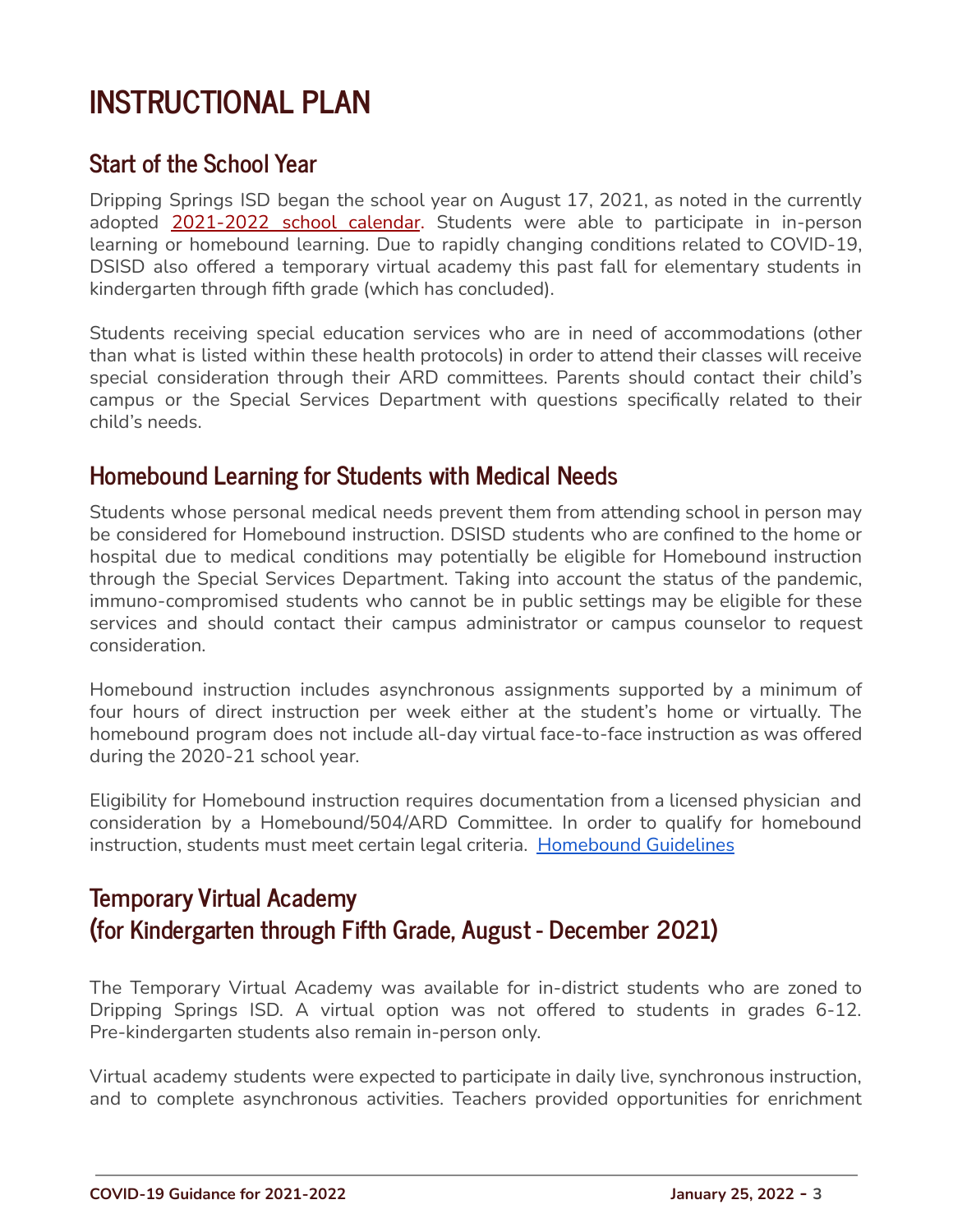# INSTRUCTIONAL PLAN

## Start of the School Year

Dripping Springs ISD began the school year on August 17, 2021, as noted in the currently adopted 2021-2022 school calendar. Students were able to participate in in-person learning or homebound learning. Due to rapidly changing conditions related to COVID-19, DSISD also offered a temporary virtual academy this past fall for elementary students in kindergarten through fifth grade (which has concluded).

Students receiving special education services who are in need of accommodations (other than what is listed within these health protocols) in order to attend their classes will receive special consideration through their ARD committees. Parents should contact their child's campus or the Special Services Department with questions specifically related to their child's needs.

## Homebound Learning for Students with Medical Needs

Students whose personal medical needs prevent them from attending school in person may be considered for Homebound instruction. DSISD students who are confined to the home or hospital due to medical conditions may potentially be eligible for Homebound instruction through the Special Services Department. Taking into account the status of the pandemic, immuno-compromised students who cannot be in public settings may be eligible for these services and should contact their campus administrator or campus counselor to request consideration.

Homebound instruction includes asynchronous assignments supported by a minimum of four hours of direct instruction per week either at the student's home or virtually. The homebound program does not include all-day virtual face-to-face instruction as was offered during the 2020-21 school year.

Eligibility for Homebound instruction requires documentation from a licensed physician and consideration by a Homebound/504/ARD Committee. In order to qualify for homebound instruction, students must meet certain legal criteria. Homebound Guidelines

## Temporary Virtual Academy (for Kindergarten through Fifth Grade, August - December 2021)

The Temporary Virtual Academy was available for in-district students who are zoned to Dripping Springs ISD. A virtual option was not offered to students in grades 6-12. Pre-kindergarten students also remain in-person only.

Virtual academy students were expected to participate in daily live, synchronous instruction, and to complete asynchronous activities. Teachers provided opportunities for enrichment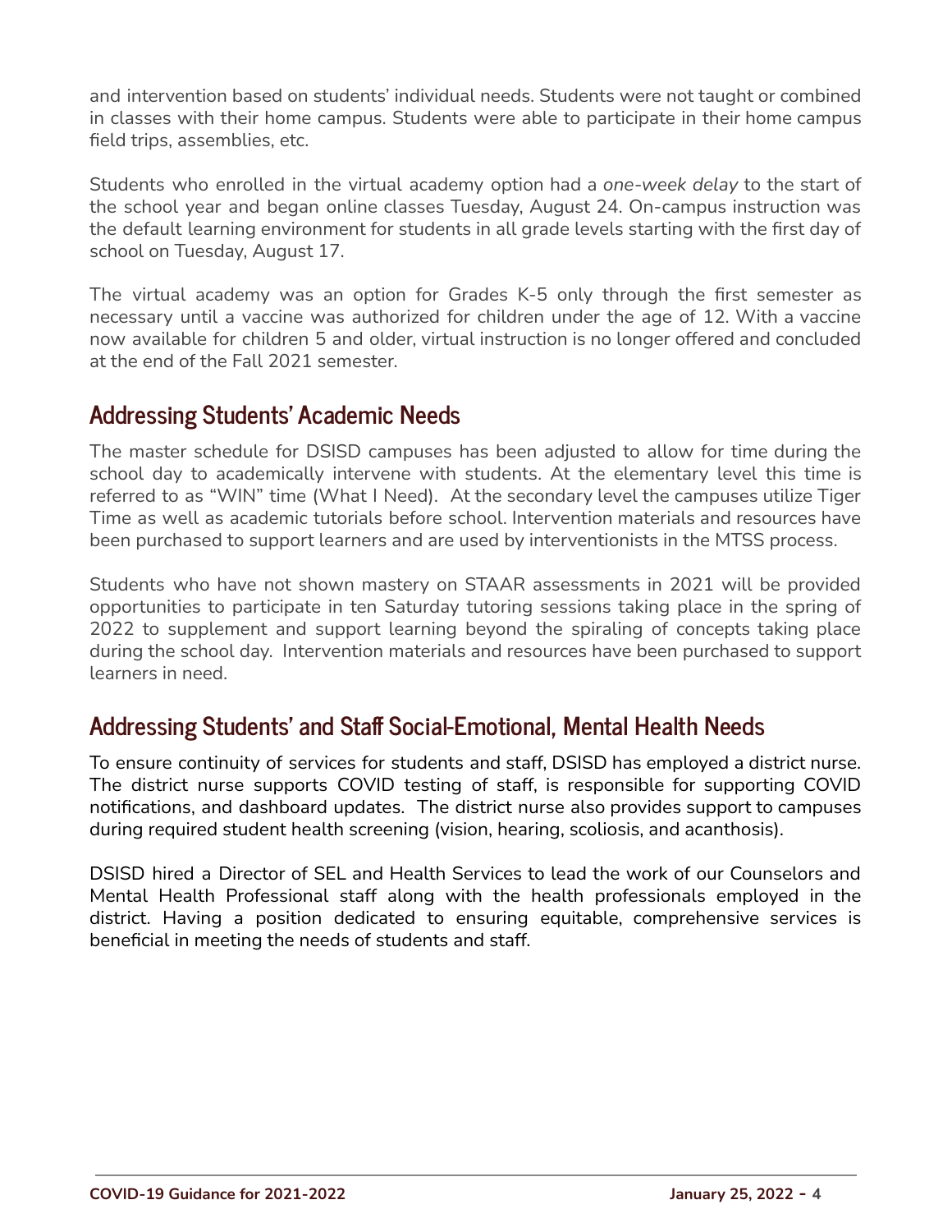and intervention based on students' individual needs. Students were not taught or combined in classes with their home campus. Students were able to participate in their home campus field trips, assemblies, etc.

Students who enrolled in the virtual academy option had a *one-week delay* to the start of the school year and began online classes Tuesday, August 24. On-campus instruction was the default learning environment for students in all grade levels starting with the first day of school on Tuesday, August 17.

The virtual academy was an option for Grades K-5 only through the first semester as necessary until a vaccine was authorized for children under the age of 12. With a vaccine now available for children 5 and older, virtual instruction is no longer offered and concluded at the end of the Fall 2021 semester.

## Addressing Students' Academic Needs

The master schedule for DSISD campuses has been adjusted to allow for time during the school day to academically intervene with students. At the elementary level this time is referred to as "WIN" time (What I Need). At the secondary level the campuses utilize Tiger Time as well as academic tutorials before school. Intervention materials and resources have been purchased to support learners and are used by interventionists in the MTSS process.

Students who have not shown mastery on STAAR assessments in 2021 will be provided opportunities to participate in ten Saturday tutoring sessions taking place in the spring of 2022 to supplement and support learning beyond the spiraling of concepts taking place during the school day. Intervention materials and resources have been purchased to support learners in need.

## Addressing Students' and Staff Social-Emotional, Mental Health Needs

To ensure continuity of services for students and staff, DSISD has employed a district nurse. The district nurse supports COVID testing of staff, is responsible for supporting COVID notifications, and dashboard updates. The district nurse also provides support to campuses during required student health screening (vision, hearing, scoliosis, and acanthosis).

DSISD hired a Director of SEL and Health Services to lead the work of our Counselors and Mental Health Professional staff along with the health professionals employed in the district. Having a position dedicated to ensuring equitable, comprehensive services is beneficial in meeting the needs of students and staff.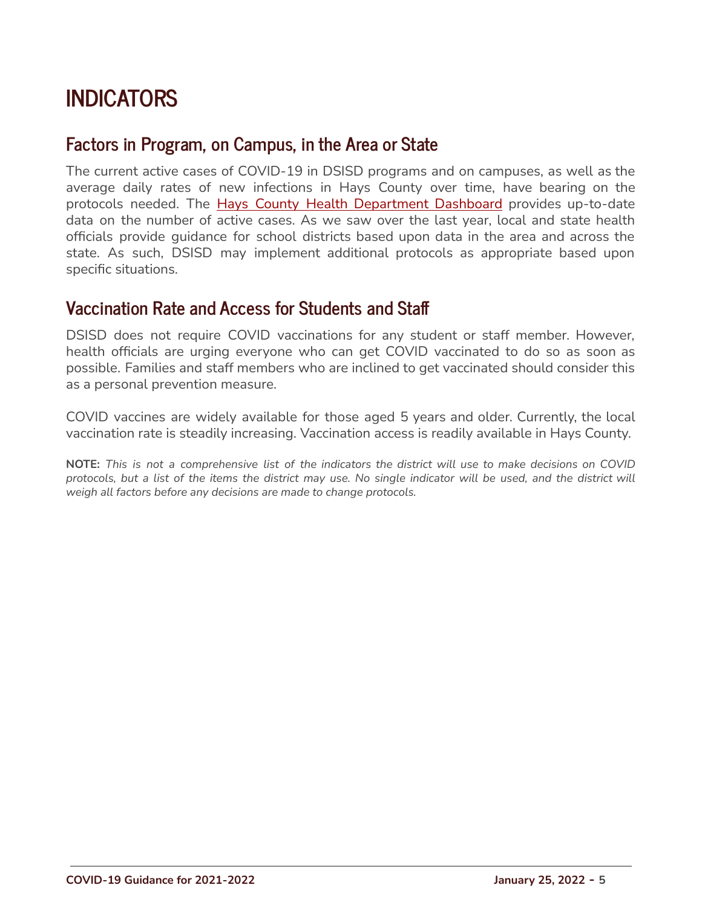# INDICATORS

## Factors in Program, on Campus, in the Area or State

The current active cases of COVID-19 in DSISD programs and on campuses, as well as the average daily rates of new infections in Hays County over time, have bearing on the protocols needed. The Hays County Health Department Dashboard provides up-to-date data on the number of active cases. As we saw over the last year, local and state health officials provide guidance for school districts based upon data in the area and across the state. As such, DSISD may implement additional protocols as appropriate based upon specific situations.

## Vaccination Rate and Access for Students and Staff

DSISD does not require COVID vaccinations for any student or staff member. However, health officials are urging everyone who can get COVID vaccinated to do so as soon as possible. Families and staff members who are inclined to get vaccinated should consider this as a personal prevention measure.

COVID vaccines are widely available for those aged 5 years and older. Currently, the local vaccination rate is steadily increasing. Vaccination access is readily available in Hays County.

**NOTE:** *This is not a comprehensive list of the indicators the district will use to make decisions on COVID protocols, but a list of the items the district may use. No single indicator will be used, and the district will weigh all factors before any decisions are made to change protocols.*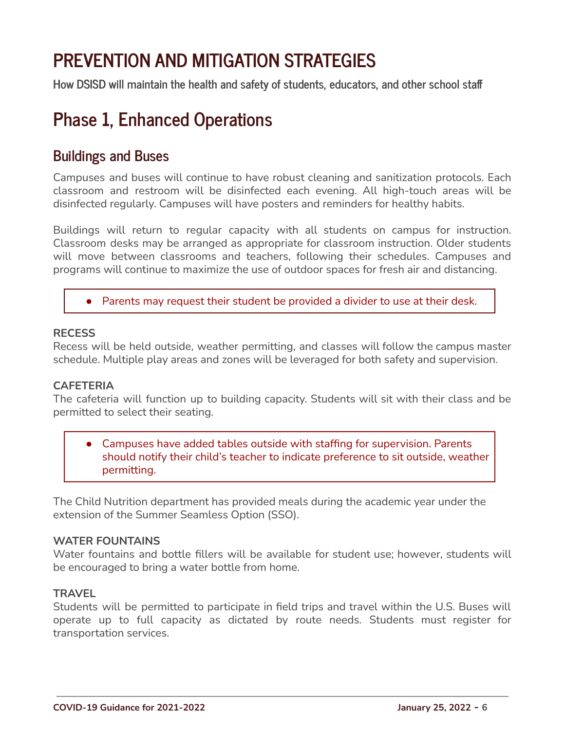# PREVENTION AND MITIGATION STRATEGIES

**How DSISD will maintain the health and safety of students, educators, and other school staff**

# Phase 1, Enhanced Operations

## Buildings and Buses

Campuses and buses will continue to have robust cleaning and sanitization protocols. Each classroom and restroom will be disinfected each evening. All high-touch areas will be disinfected regularly. Campuses will have posters and reminders for healthy habits.

Buildings will return to regular capacity with all students on campus for instruction. Classroom desks may be arranged as appropriate for classroom instruction. Older students will move between classrooms and teachers, following their schedules. Campuses and programs will continue to maximize the use of outdoor spaces for fresh air and distancing.

- Parents may request their student be provided a divider to use at their desk.

**RECESS**

Recess will be held outside, weather permitting, and classes will follow the campus master schedule. Multiple play areas and zones will be leveraged for both safety and supervision.

**CAFETERIA**

The cafeteria will function up to building capacity. Students will sit with their class and be permitted to select their seating.

- Campuses have added tables outside with staffing for supervision. Parents should notify their child's teacher to indicate preference to sit outside, weather permitting.

The Child Nutrition department has provided meals during the academic year under the extension of the Summer Seamless Option (SSO).

**WATER FOUNTAINS**

Water fountains and bottle fillers will be available for student use; however, students will be encouraged to bring a water bottle from home.

**TRAVEL**

Students will be permitted to participate in field trips and travel within the U.S. Buses will operate up to full capacity as dictated by route needs. Students must register for transportation services.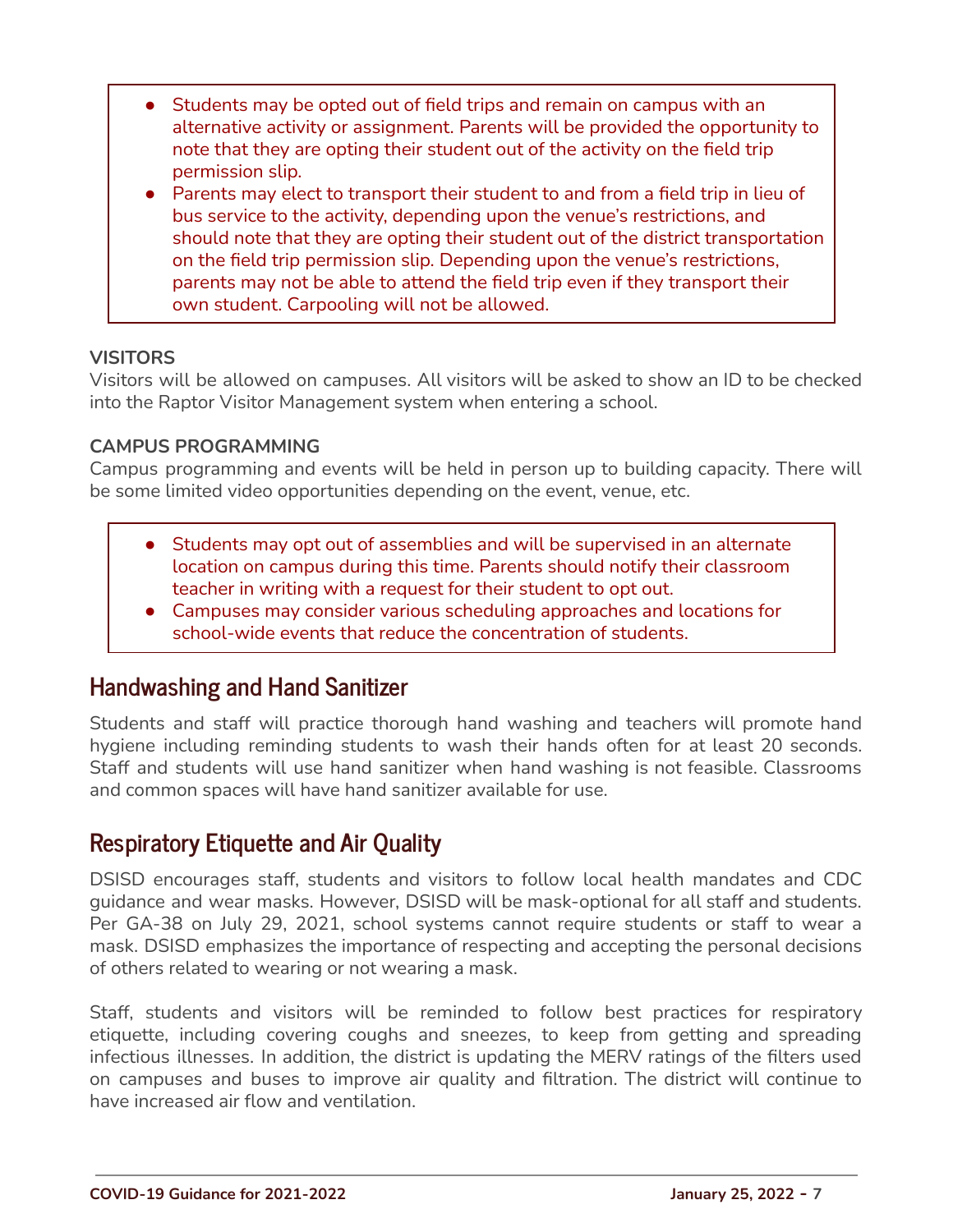- Students may be opted out of field trips and remain on campus with an alternative activity or assignment. Parents will be provided the opportunity to note that they are opting their student out of the activity on the field trip permission slip.
- Parents may elect to transport their student to and from a field trip in lieu of bus service to the activity, depending upon the venue's restrictions, and should note that they are opting their student out of the district transportation on the field trip permission slip. Depending upon the venue's restrictions, parents may not be able to attend the field trip even if they transport their own student. Carpooling will not be allowed.

**VISITORS**

Visitors will be allowed on campuses. All visitors will be asked to show an ID to be checked into the Raptor Visitor Management system when entering a school.

**CAMPUS PROGRAMMING**

Campus programming and events will be held in person up to building capacity. There will be some limited video opportunities depending on the event, venue, etc.

- Students may opt out of assemblies and will be supervised in an alternate location on campus during this time. Parents should notify their classroom teacher in writing with a request for their student to opt out.
- Campuses may consider various scheduling approaches and locations for school-wide events that reduce the concentration of students.

## Handwashing and Hand Sanitizer

Students and staff will practice thorough hand washing and teachers will promote hand hygiene including reminding students to wash their hands often for at least 20 seconds. Staff and students will use hand sanitizer when hand washing is not feasible. Classrooms and common spaces will have hand sanitizer available for use.

## Respiratory Etiquette and Air Quality

DSISD encourages staff, students and visitors to follow local health mandates and CDC guidance and wear masks. However, DSISD will be mask-optional for all staff and students. Per GA-38 on July 29, 2021, school systems cannot require students or staff to wear a mask. DSISD emphasizes the importance of respecting and accepting the personal decisions of others related to wearing or not wearing a mask.

Staff, students and visitors will be reminded to follow best practices for respiratory etiquette, including covering coughs and sneezes, to keep from getting and spreading infectious illnesses. In addition, the district is updating the MERV ratings of the filters used on campuses and buses to improve air quality and filtration. The district will continue to have increased air flow and ventilation.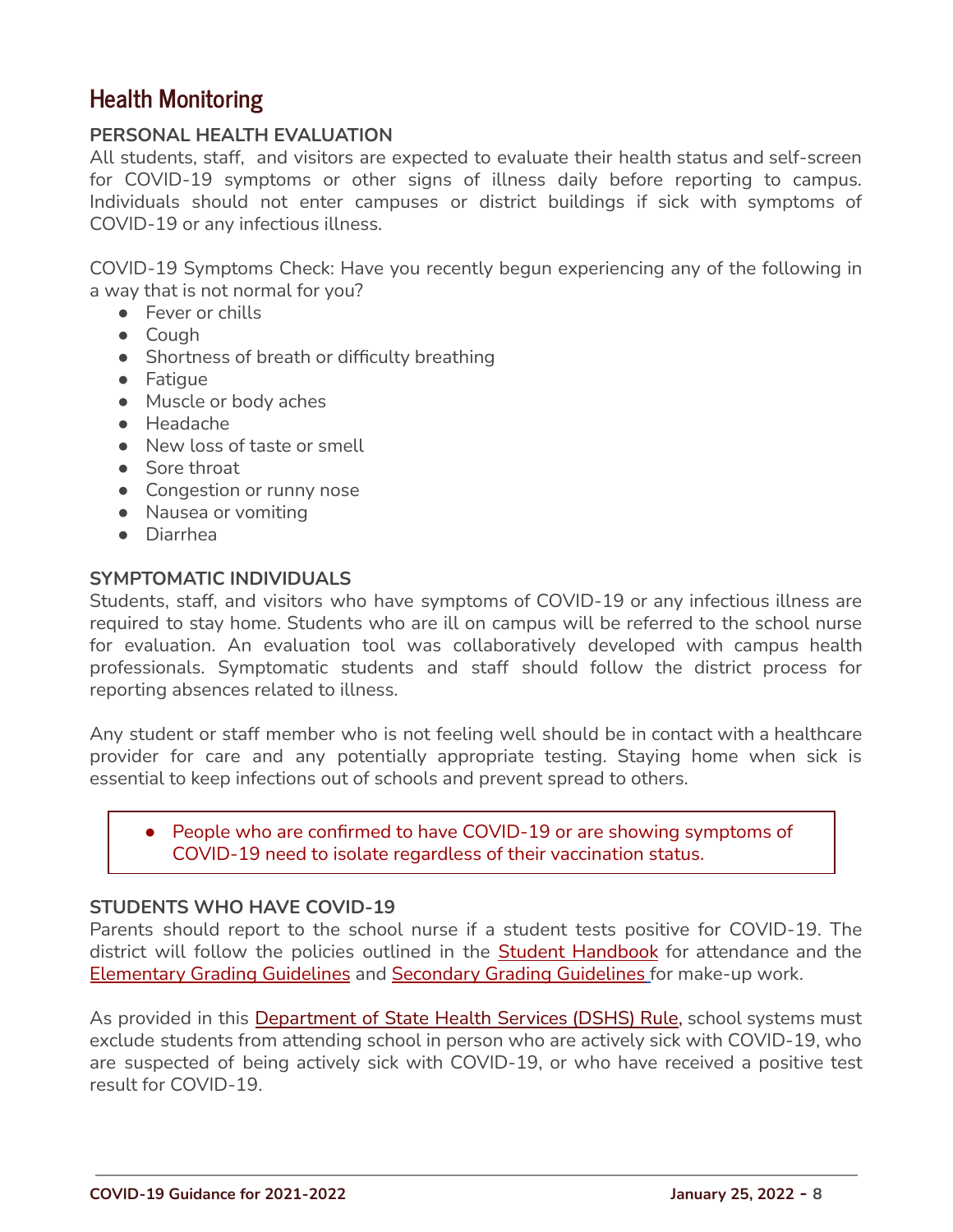## Health Monitoring

**PERSONAL HEALTH EVALUATION**

All students, staff, and visitors are expected to evaluate their health status and self-screen for COVID-19 symptoms or other signs of illness daily before reporting to campus. Individuals should not enter campuses or district buildings if sick with symptoms of COVID-19 or any infectious illness.

COVID-19 Symptoms Check: Have you recently begun experiencing any of the following in a way that is not normal for you?

- Fever or chills
- Cough
- Shortness of breath or difficulty breathing
- Fatigue
- Muscle or body aches
- Headache
- New loss of taste or smell
- Sore throat
- Congestion or runny nose
- Nausea or vomiting
- Diarrhea

**SYMPTOMATIC INDIVIDUALS**

Students, staff, and visitors who have symptoms of COVID-19 or any infectious illness are required to stay home. Students who are ill on campus will be referred to the school nurse for evaluation. An evaluation tool was collaboratively developed with campus health professionals. Symptomatic students and staff should follow the district process for reporting absences related to illness.

Any student or staff member who is not feeling well should be in contact with a healthcare provider for care and any potentially appropriate testing. Staying home when sick is essential to keep infections out of schools and prevent spread to others.

- People who are confirmed to have COVID-19 or are showing symptoms of COVID-19 need to isolate regardless of their vaccination status.

**STUDENTS WHO HAVE COVID-19**

Parents should report to the school nurse if a student tests positive for COVID-19. The district will follow the policies outlined in the Student Handbook for attendance and the Elementary Grading Guidelines and Secondary Grading Guidelines for make-up work.

As provided in this Department of State Health Services (DSHS) Rule, school systems must exclude students from attending school in person who are actively sick with COVID-19, who are suspected of being actively sick with COVID-19, or who have received a positive test result for COVID-19.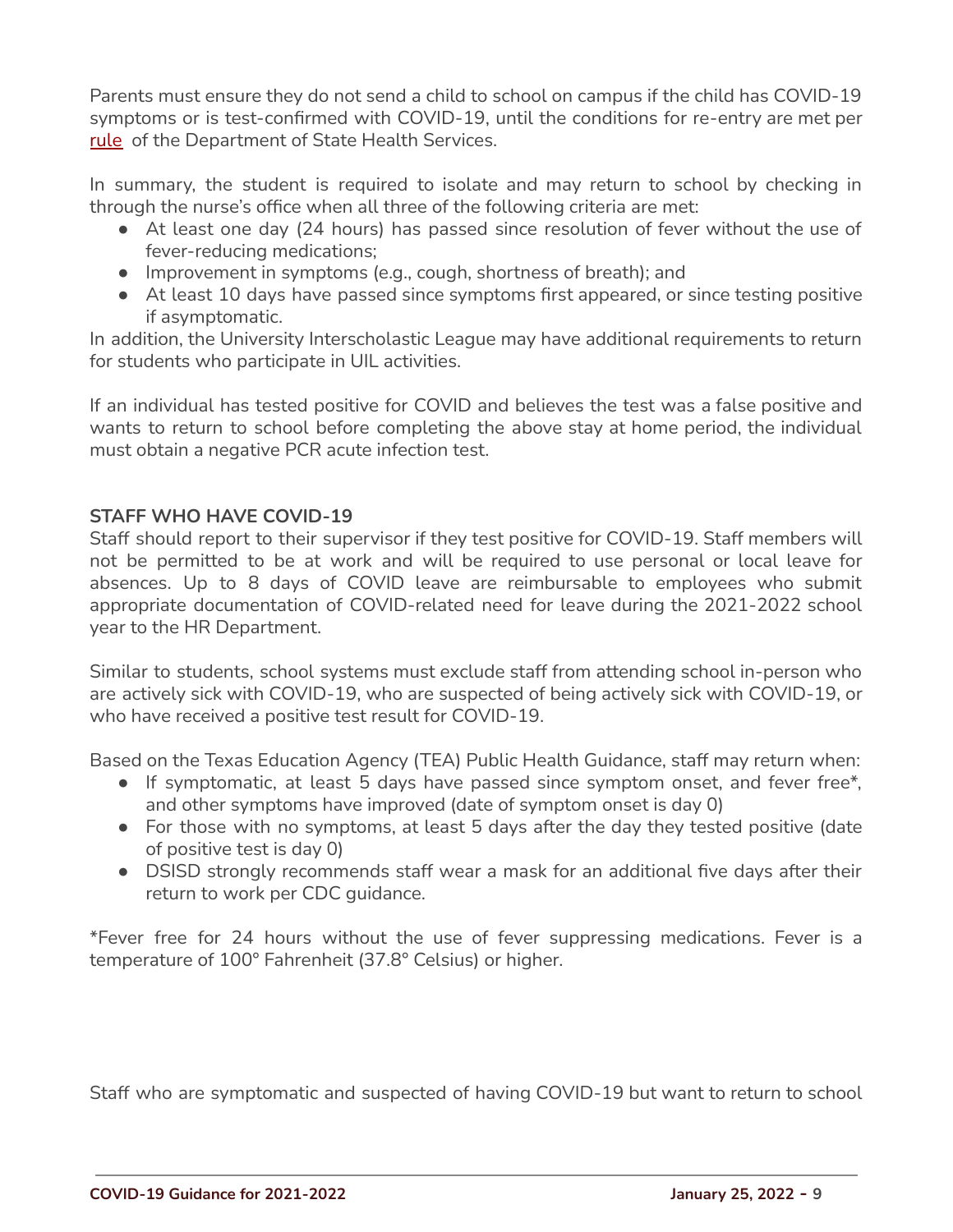Parents must ensure they do not send a child to school on campus if the child has COVID-19 symptoms or is test-confirmed with COVID-19, until the conditions for re-entry are met per [rule](rule) of the Department of State Health Services.

In summary, the student is required to isolate and may return to school by checking in through the nurse's office when all three of the following criteria are met:

- At least one day (24 hours) has passed since resolution of fever without the use of fever-reducing medications;
- Improvement in symptoms (e.g., cough, shortness of breath); and
- At least 10 days have passed since symptoms first appeared, or since testing positive if asymptomatic.

In addition, the University Interscholastic League may have additional requirements to return for students who participate in UIL activities.

If an individual has tested positive for COVID and believes the test was a false positive and wants to return to school before completing the above stay at home period, the individual must obtain a negative PCR acute infection test.

**STAFF WHO HAVE COVID-19**

Staff should report to their supervisor if they test positive for COVID-19. Staff members will not be permitted to be at work and will be required to use personal or local leave for absences. Up to 8 days of COVID leave are reimbursable to employees who submit appropriate documentation of COVID-related need for leave during the 2021-2022 school year to the HR Department.

Similar to students, school systems must exclude staff from attending school in-person who are actively sick with COVID-19, who are suspected of being actively sick with COVID-19, or who have received a positive test result for COVID-19.

Based on the Texas Education Agency (TEA) Public Health Guidance, staff may return when:

- If symptomatic, at least 5 days have passed since symptom onset, and fever free*, and other symptoms have improved (date of symptom onset is day 0)
- For those with no symptoms, at least 5 days after the day they tested positive (date of positive test is day 0)
- DSISD strongly recommends staff wear a mask for an additional five days after their return to work per CDC guidance.

*Fever free for 24 hours without the use of fever suppressing medications. Fever is a temperature of 100° Fahrenheit (37.8° Celsius) or higher.

Staff who are symptomatic and suspected of having COVID-19 but want to return to school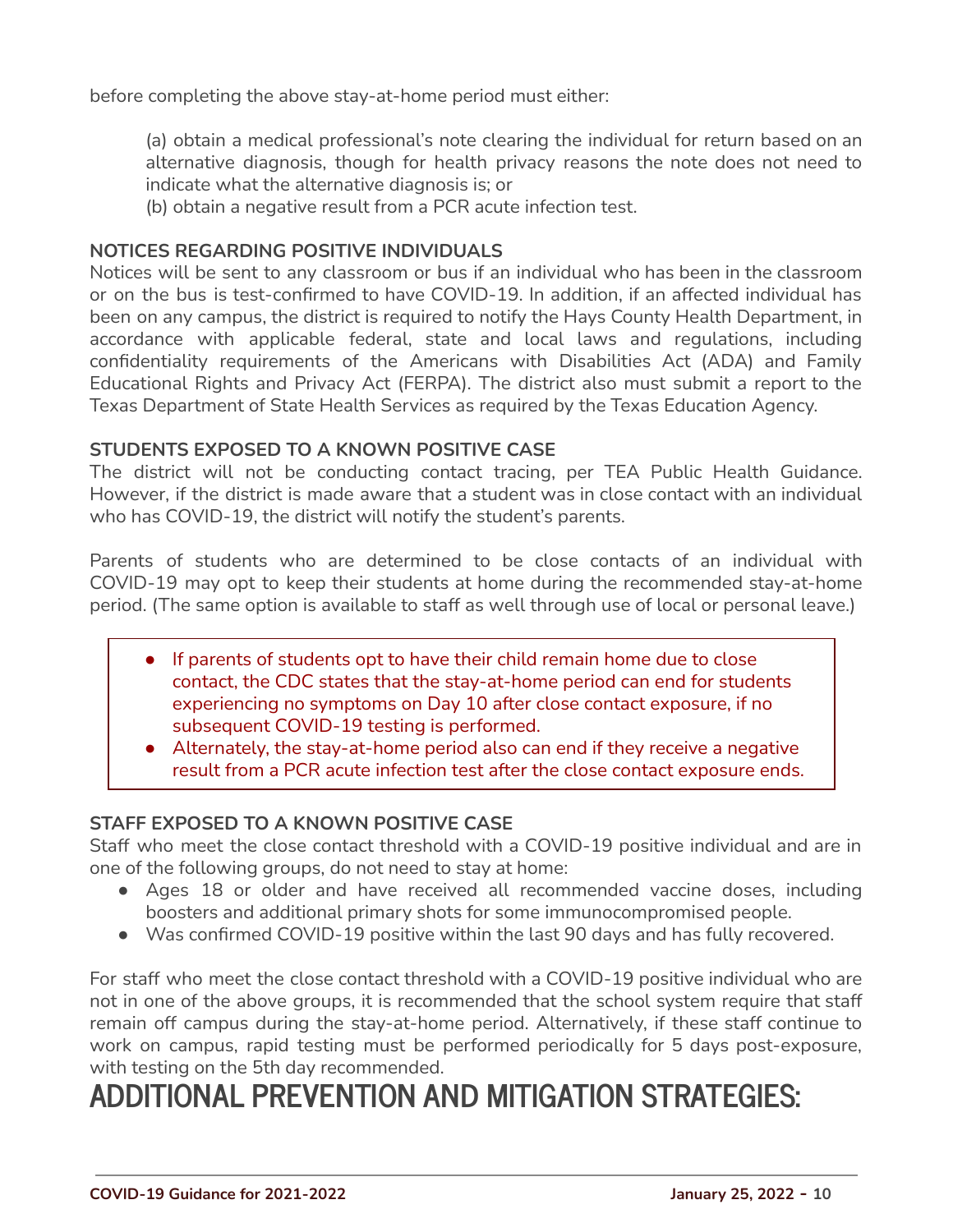before completing the above stay-at-home period must either:

(a) obtain a medical professional's note clearing the individual for return based on an alternative diagnosis, though for health privacy reasons the note does not need to indicate what the alternative diagnosis is; or
(b) obtain a negative result from a PCR acute infection test.

### NOTICES REGARDING POSITIVE INDIVIDUALS

Notices will be sent to any classroom or bus if an individual who has been in the classroom or on the bus is test-confirmed to have COVID-19. In addition, if an affected individual has been on any campus, the district is required to notify the Hays County Health Department, in accordance with applicable federal, state and local laws and regulations, including confidentiality requirements of the Americans with Disabilities Act (ADA) and Family Educational Rights and Privacy Act (FERPA). The district also must submit a report to the Texas Department of State Health Services as required by the Texas Education Agency.

### STUDENTS EXPOSED TO A KNOWN POSITIVE CASE

The district will not be conducting contact tracing, per TEA Public Health Guidance. However, if the district is made aware that a student was in close contact with an individual who has COVID-19, the district will notify the student's parents.

Parents of students who are determined to be close contacts of an individual with COVID-19 may opt to keep their students at home during the recommended stay-at-home period. (The same option is available to staff as well through use of local or personal leave.)

- If parents of students opt to have their child remain home due to close contact, the CDC states that the stay-at-home period can end for students experiencing no symptoms on Day 10 after close contact exposure, if no subsequent COVID-19 testing is performed.
- Alternately, the stay-at-home period also can end if they receive a negative result from a PCR acute infection test after the close contact exposure ends.

### STAFF EXPOSED TO A KNOWN POSITIVE CASE

Staff who meet the close contact threshold with a COVID-19 positive individual and are in one of the following groups, do not need to stay at home:

- Ages 18 or older and have received all recommended vaccine doses, including boosters and additional primary shots for some immunocompromised people.
- Was confirmed COVID-19 positive within the last 90 days and has fully recovered.

For staff who meet the close contact threshold with a COVID-19 positive individual who are not in one of the above groups, it is recommended that the school system require that staff remain off campus during the stay-at-home period. Alternatively, if these staff continue to work on campus, rapid testing must be performed periodically for 5 days post-exposure, with testing on the 5th day recommended.

# ADDITIONAL PREVENTION AND MITIGATION STRATEGIES: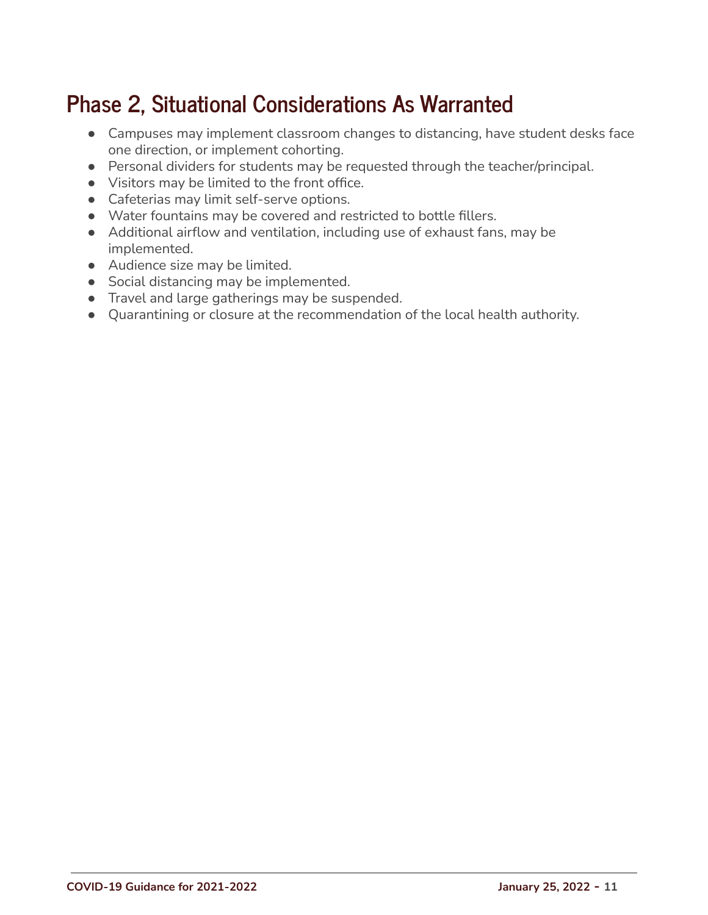## Phase 2, Situational Considerations As Warranted

- Campuses may implement classroom changes to distancing, have student desks face one direction, or implement cohorting.
- Personal dividers for students may be requested through the teacher/principal.
- Visitors may be limited to the front office.
- Cafeterias may limit self-serve options.
- Water fountains may be covered and restricted to bottle fillers.
- Additional airflow and ventilation, including use of exhaust fans, may be implemented.
- Audience size may be limited.
- Social distancing may be implemented.
- Travel and large gatherings may be suspended.
- Quarantining or closure at the recommendation of the local health authority.